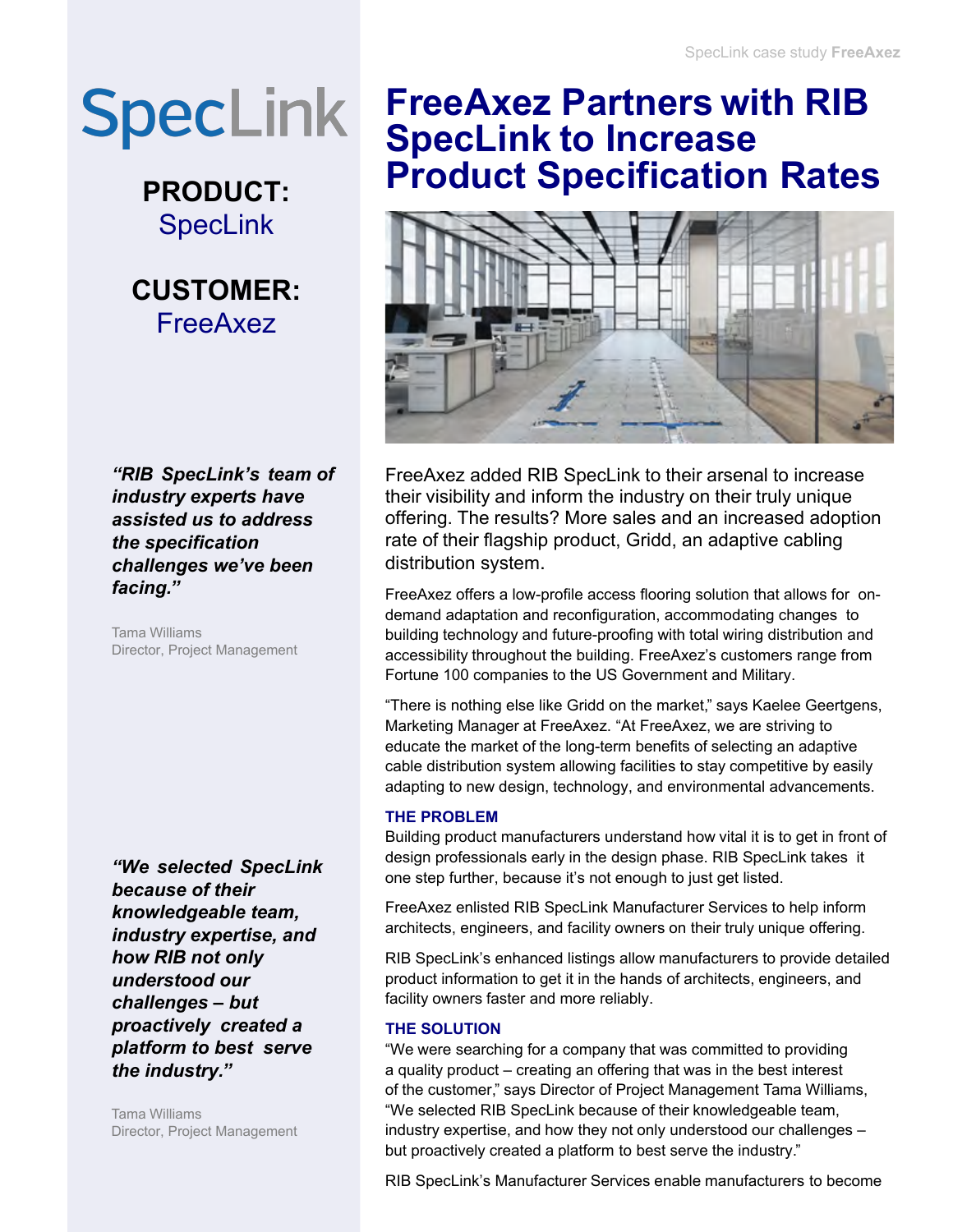# SpecLink

**PRODUCT:**
SpecLink

**CUSTOMER:**
FreeAxez

# FreeAxez Partners with RIB SpecLink to Increase Product Specification Rates

FreeAxez added RIB SpecLink to their arsenal to increase their visibility and inform the industry on their truly unique offering. The results? More sales and an increased adoption rate of their flagship product, Gridd, an adaptive cabling distribution system.

FreeAxez offers a low-profile access flooring solution that allows for on-demand adaptation and reconfiguration, accommodating changes to building technology and future-proofing with total wiring distribution and accessibility throughout the building. FreeAxez's customers range from Fortune 100 companies to the US Government and Military.

"There is nothing else like Gridd on the market," says Kaelee Geertgens, Marketing Manager at FreeAxez. "At FreeAxez, we are striving to educate the market of the long-term benefits of selecting an adaptive cable distribution system allowing facilities to stay competitive by easily adapting to new design, technology, and environmental advancements.

***"RIB SpecLink's team of industry experts have assisted us to address the specification challenges we've been facing."***

Tama Williams
Director, Project Management

## THE PROBLEM

Building product manufacturers understand how vital it is to get in front of design professionals early in the design phase. RIB SpecLink takes it one step further, because it's not enough to just get listed.

FreeAxez enlisted RIB SpecLink Manufacturer Services to help inform architects, engineers, and facility owners on their truly unique offering.

RIB SpecLink's enhanced listings allow manufacturers to provide detailed product information to get it in the hands of architects, engineers, and facility owners faster and more reliably.

***"We selected SpecLink because of their knowledgeable team, industry expertise, and how RIB not only understood our challenges – but proactively created a platform to best serve the industry."***

Tama Williams
Director, Project Management

## THE SOLUTION

"We were searching for a company that was committed to providing a quality product – creating an offering that was in the best interest of the customer," says Director of Project Management Tama Williams, "We selected RIB SpecLink because of their knowledgeable team, industry expertise, and how they not only understood our challenges – but proactively created a platform to best serve the industry."

RIB SpecLink's Manufacturer Services enable manufacturers to become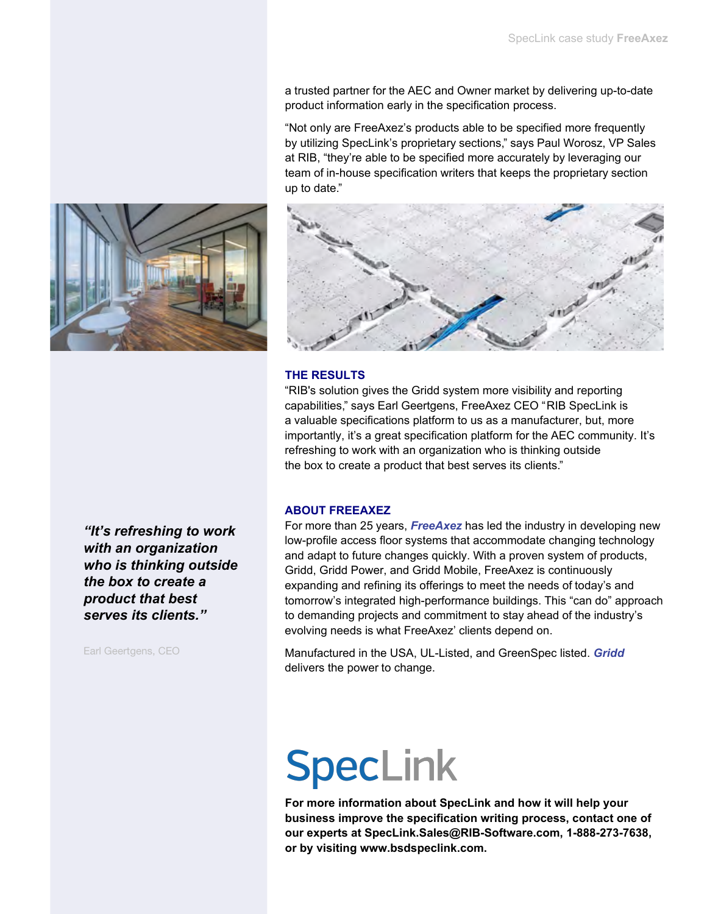a trusted partner for the AEC and Owner market by delivering up-to-date product information early in the specification process.

"Not only are FreeAxez's products able to be specified more frequently by utilizing SpecLink's proprietary sections," says Paul Worosz, VP Sales at RIB, "they're able to be specified more accurately by leveraging our team of in-house specification writers that keeps the proprietary section up to date."

## THE RESULTS

"RIB's solution gives the Gridd system more visibility and reporting capabilities," says Earl Geertgens, FreeAxez CEO "RIB SpecLink is a valuable specifications platform to us as a manufacturer, but, more importantly, it's a great specification platform for the AEC community. It's refreshing to work with an organization who is thinking outside the box to create a product that best serves its clients."

***"It's refreshing to work with an organization who is thinking outside the box to create a product that best serves its clients."***

Earl Geertgens, CEO

## ABOUT FREEAXEZ

For more than 25 years, ***FreeAxez*** has led the industry in developing new low-profile access floor systems that accommodate changing technology and adapt to future changes quickly. With a proven system of products, Gridd, Gridd Power, and Gridd Mobile, FreeAxez is continuously expanding and refining its offerings to meet the needs of today's and tomorrow's integrated high-performance buildings. This "can do" approach to demanding projects and commitment to stay ahead of the industry's evolving needs is what FreeAxez' clients depend on.

Manufactured in the USA, UL-Listed, and GreenSpec listed. ***Gridd*** delivers the power to change.

# SpecLink

**For more information about SpecLink and how it will help your business improve the specification writing process, contact one of our experts at SpecLink.Sales@RIB-Software.com, 1-888-273-7638, or by visiting www.bsdspeclink.com.**